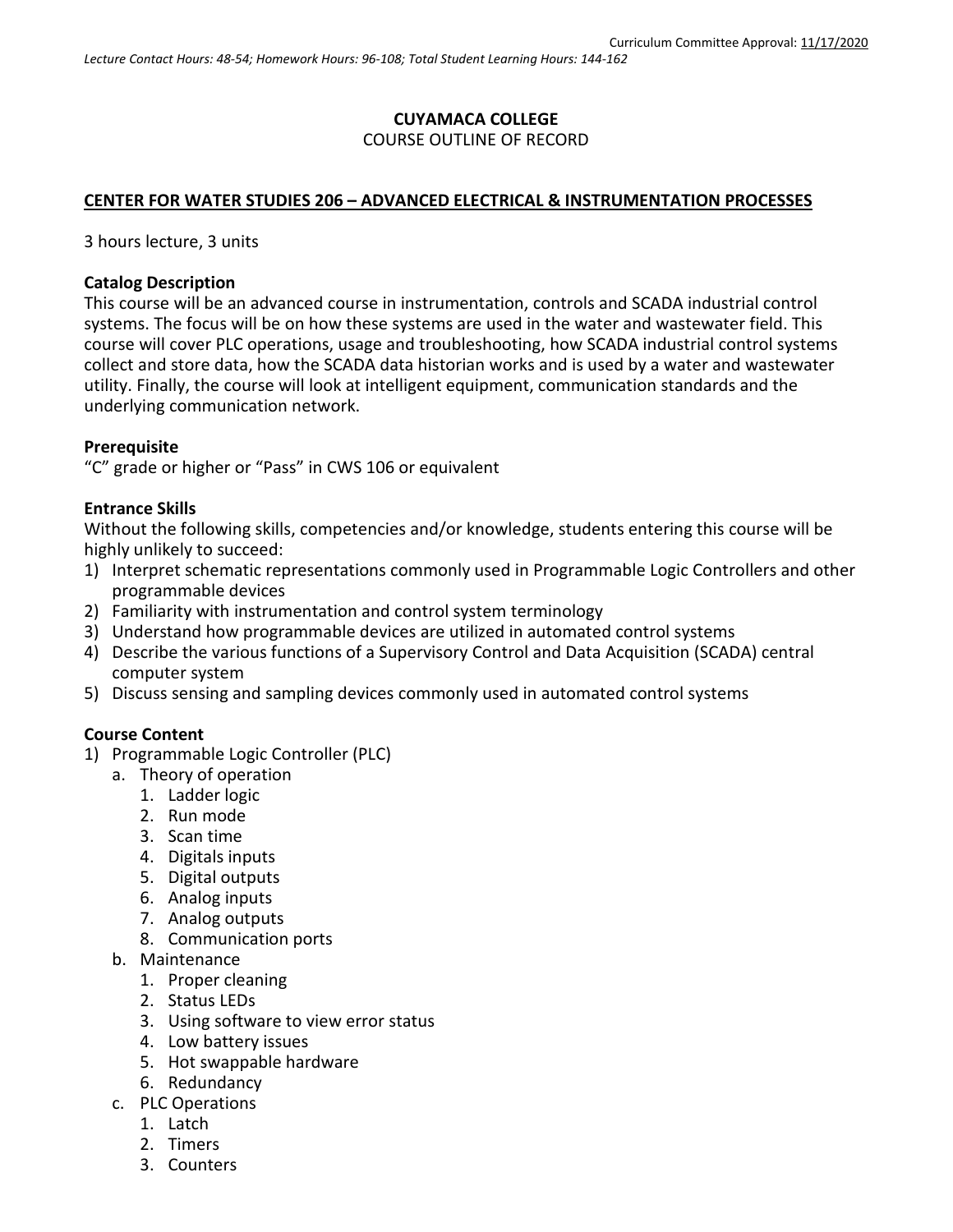Curriculum Committee Approval: 11/17/2020

*Lecture Contact Hours: 48-54; Homework Hours: 96-108; Total Student Learning Hours: 144-162*

**CUYAMACA COLLEGE**

COURSE OUTLINE OF RECORD

**CENTER FOR WATER STUDIES 206 – ADVANCED ELECTRICAL & INSTRUMENTATION PROCESSES**

3 hours lecture, 3 units

**Catalog Description**

This course will be an advanced course in instrumentation, controls and SCADA industrial control systems. The focus will be on how these systems are used in the water and wastewater field. This course will cover PLC operations, usage and troubleshooting, how SCADA industrial control systems collect and store data, how the SCADA data historian works and is used by a water and wastewater utility. Finally, the course will look at intelligent equipment, communication standards and the underlying communication network.

**Prerequisite**

"C" grade or higher or "Pass" in CWS 106 or equivalent

**Entrance Skills**

Without the following skills, competencies and/or knowledge, students entering this course will be highly unlikely to succeed:

1) Interpret schematic representations commonly used in Programmable Logic Controllers and other programmable devices
2) Familiarity with instrumentation and control system terminology
3) Understand how programmable devices are utilized in automated control systems
4) Describe the various functions of a Supervisory Control and Data Acquisition (SCADA) central computer system
5) Discuss sensing and sampling devices commonly used in automated control systems

**Course Content**

1) Programmable Logic Controller (PLC)
   a. Theory of operation
      1. Ladder logic
      2. Run mode
      3. Scan time
      4. Digitals inputs
      5. Digital outputs
      6. Analog inputs
      7. Analog outputs
      8. Communication ports
   b. Maintenance
      1. Proper cleaning
      2. Status LEDs
      3. Using software to view error status
      4. Low battery issues
      5. Hot swappable hardware
      6. Redundancy
   c. PLC Operations
      1. Latch
      2. Timers
      3. Counters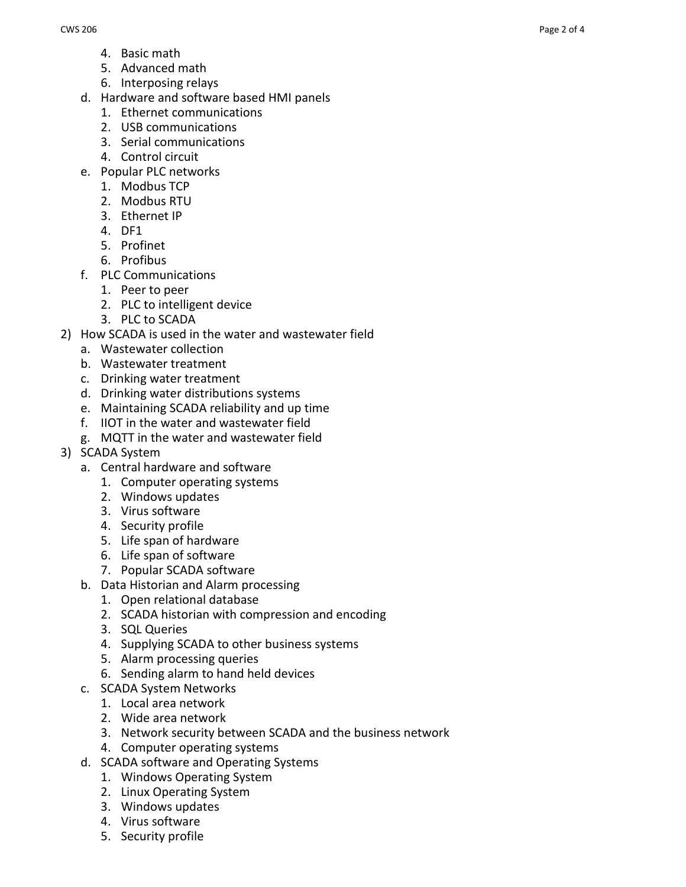4. Basic math
      5. Advanced math
      6. Interposing relays
   d. Hardware and software based HMI panels
      1. Ethernet communications
      2. USB communications
      3. Serial communications
      4. Control circuit
   e. Popular PLC networks
      1. Modbus TCP
      2. Modbus RTU
      3. Ethernet IP
      4. DF1
      5. Profinet
      6. Profibus
   f. PLC Communications
      1. Peer to peer
      2. PLC to intelligent device
      3. PLC to SCADA

2) How SCADA is used in the water and wastewater field
   a. Wastewater collection
   b. Wastewater treatment
   c. Drinking water treatment
   d. Drinking water distributions systems
   e. Maintaining SCADA reliability and up time
   f. IIOT in the water and wastewater field
   g. MQTT in the water and wastewater field

3) SCADA System
   a. Central hardware and software
      1. Computer operating systems
      2. Windows updates
      3. Virus software
      4. Security profile
      5. Life span of hardware
      6. Life span of software
      7. Popular SCADA software
   b. Data Historian and Alarm processing
      1. Open relational database
      2. SCADA historian with compression and encoding
      3. SQL Queries
      4. Supplying SCADA to other business systems
      5. Alarm processing queries
      6. Sending alarm to hand held devices
   c. SCADA System Networks
      1. Local area network
      2. Wide area network
      3. Network security between SCADA and the business network
      4. Computer operating systems
   d. SCADA software and Operating Systems
      1. Windows Operating System
      2. Linux Operating System
      3. Windows updates
      4. Virus software
      5. Security profile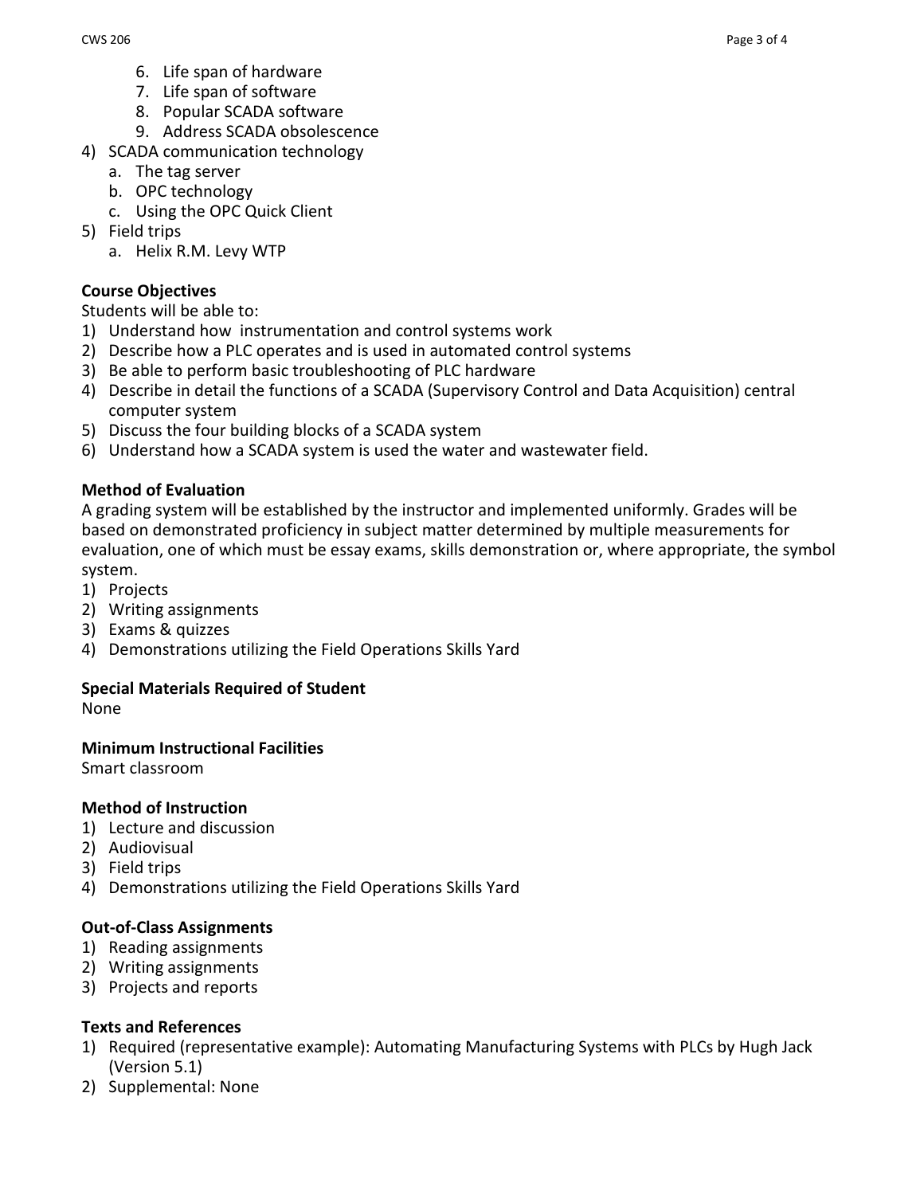6. Life span of hardware
7. Life span of software
8. Popular SCADA software
9. Address SCADA obsolescence

4) SCADA communication technology
   a. The tag server
   b. OPC technology
   c. Using the OPC Quick Client
5) Field trips
   a. Helix R.M. Levy WTP

**Course Objectives**

Students will be able to:

1) Understand how instrumentation and control systems work
2) Describe how a PLC operates and is used in automated control systems
3) Be able to perform basic troubleshooting of PLC hardware
4) Describe in detail the functions of a SCADA (Supervisory Control and Data Acquisition) central computer system
5) Discuss the four building blocks of a SCADA system
6) Understand how a SCADA system is used the water and wastewater field.

**Method of Evaluation**

A grading system will be established by the instructor and implemented uniformly. Grades will be based on demonstrated proficiency in subject matter determined by multiple measurements for evaluation, one of which must be essay exams, skills demonstration or, where appropriate, the symbol system.

1) Projects
2) Writing assignments
3) Exams & quizzes
4) Demonstrations utilizing the Field Operations Skills Yard

**Special Materials Required of Student**

None

**Minimum Instructional Facilities**

Smart classroom

**Method of Instruction**

1) Lecture and discussion
2) Audiovisual
3) Field trips
4) Demonstrations utilizing the Field Operations Skills Yard

**Out-of-Class Assignments**

1) Reading assignments
2) Writing assignments
3) Projects and reports

**Texts and References**

1) Required (representative example): Automating Manufacturing Systems with PLCs by Hugh Jack (Version 5.1)
2) Supplemental: None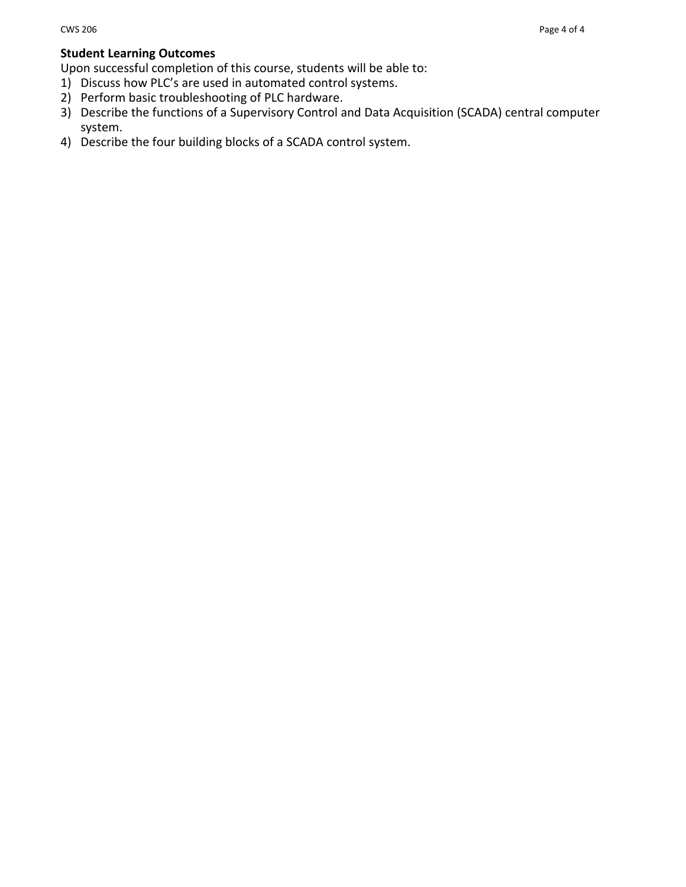**Student Learning Outcomes**

Upon successful completion of this course, students will be able to:

1) Discuss how PLC's are used in automated control systems.
2) Perform basic troubleshooting of PLC hardware.
3) Describe the functions of a Supervisory Control and Data Acquisition (SCADA) central computer system.
4) Describe the four building blocks of a SCADA control system.